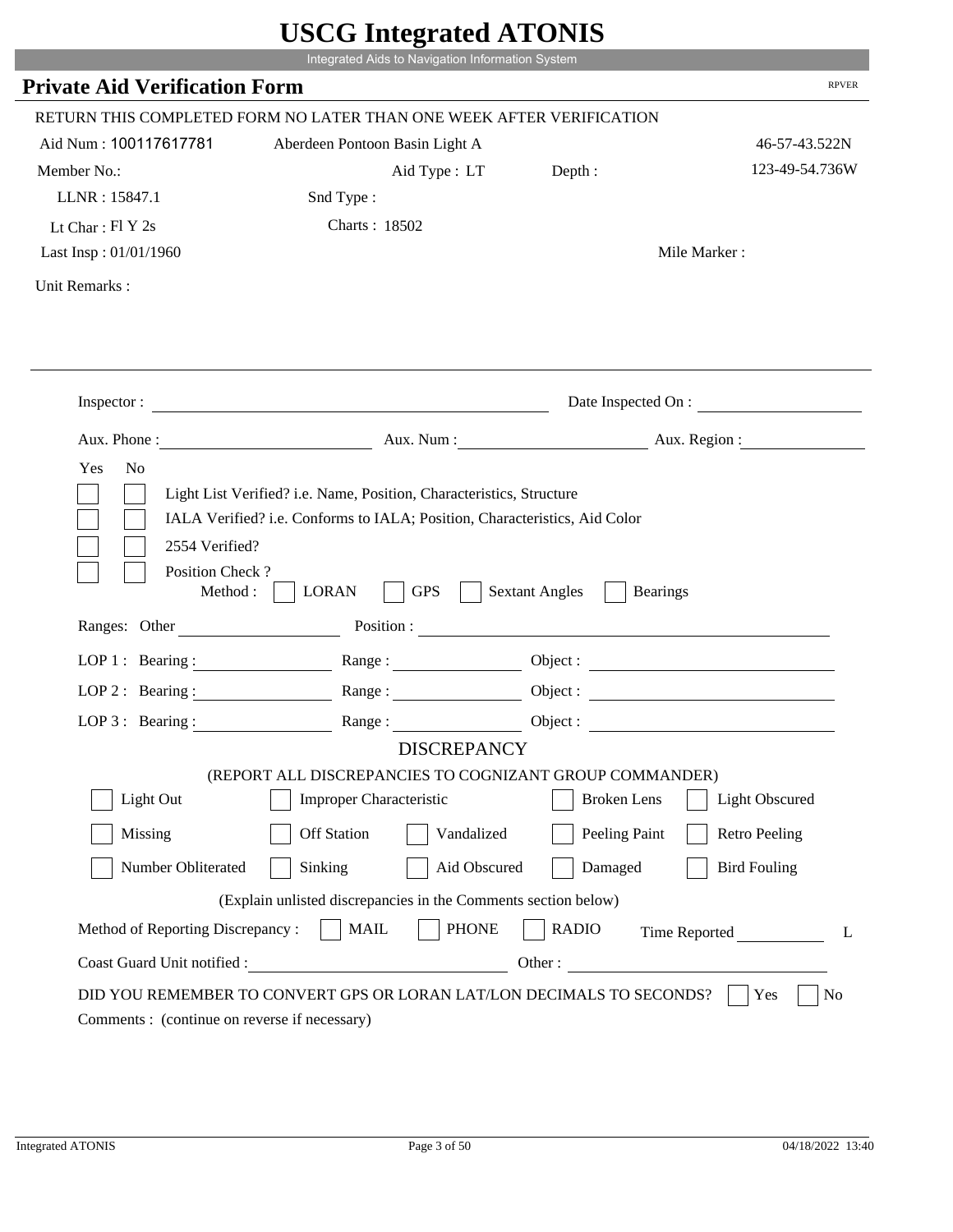# USCG Integrated ATONIS

Integrated Aids to Navigation Information System

## Private Aid Verification Form

RPVER

RETURN THIS COMPLETED FORM NO LATER THAN ONE WEEK AFTER VERIFICATION

Aid Num : 100117617781 Aberdeen Pontoon Basin Light A 46-57-43.522N

Member No.: Aid Type : LT Depth : 123-49-54.736W

LLNR : 15847.1 Snd Type :

Lt Char : Fl Y 2s Charts : 18502

Last Insp : 01/01/1960 Mile Marker :

Unit Remarks :

Inspector : Date Inspected On :

Aux. Phone : Aux. Num : Aux. Region :

Yes No

- [ ] [ ] Light List Verified? i.e. Name, Position, Characteristics, Structure
- [ ] [ ] IALA Verified? i.e. Conforms to IALA; Position, Characteristics, Aid Color
- [ ] [ ] 2554 Verified?
- [ ] [ ] Position Check ?

Method : [ ] LORAN [ ] GPS [ ] Sextant Angles [ ] Bearings

Ranges: Other Position :

LOP 1 : Bearing : Range : Object :

LOP 2 : Bearing : Range : Object :

LOP 3 : Bearing : Range : Object :

### DISCREPANCY

(REPORT ALL DISCREPANCIES TO COGNIZANT GROUP COMMANDER)

- [ ] Light Out
- [ ] Improper Characteristic
- [ ] Broken Lens
- [ ] Light Obscured
- [ ] Missing
- [ ] Off Station
- [ ] Vandalized
- [ ] Peeling Paint
- [ ] Retro Peeling
- [ ] Number Obliterated
- [ ] Sinking
- [ ] Aid Obscured
- [ ] Damaged
- [ ] Bird Fouling

(Explain unlisted discrepancies in the Comments section below)

Method of Reporting Discrepancy : [ ] MAIL [ ] PHONE [ ] RADIO Time Reported L

Coast Guard Unit notified : Other :

DID YOU REMEMBER TO CONVERT GPS OR LORAN LAT/LON DECIMALS TO SECONDS? [ ] Yes [ ] No

Comments : (continue on reverse if necessary)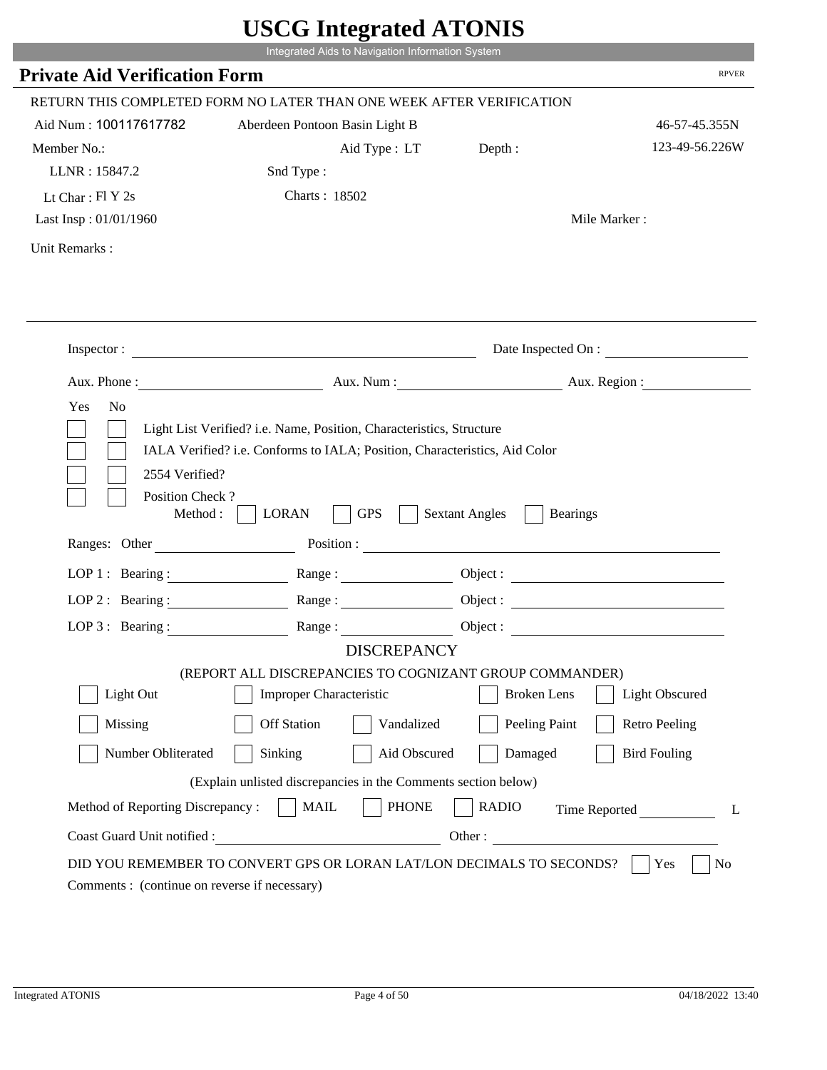# USCG Integrated ATONIS

Integrated Aids to Navigation Information System

## Private Aid Verification Form

RPVER

RETURN THIS COMPLETED FORM NO LATER THAN ONE WEEK AFTER VERIFICATION

Aid Num : 100117617782 Aberdeen Pontoon Basin Light B 46-57-45.355N

Member No.: Aid Type : LT Depth : 123-49-56.226W

LLNR : 15847.2 Snd Type :

Lt Char : Fl Y 2s Charts : 18502

Last Insp : 01/01/1960 Mile Marker :

Unit Remarks :

Inspector : Date Inspected On :

Aux. Phone : Aux. Num : Aux. Region :

Yes No

- [ ] [ ] Light List Verified? i.e. Name, Position, Characteristics, Structure
- [ ] [ ] IALA Verified? i.e. Conforms to IALA; Position, Characteristics, Aid Color
- [ ] [ ] 2554 Verified?
- [ ] [ ] Position Check ?

Method : [ ] LORAN [ ] GPS [ ] Sextant Angles [ ] Bearings

Ranges: Other Position :

LOP 1 : Bearing : Range : Object :

LOP 2 : Bearing : Range : Object :

LOP 3 : Bearing : Range : Object :

### DISCREPANCY

(REPORT ALL DISCREPANCIES TO COGNIZANT GROUP COMMANDER)

- [ ] Light Out
- [ ] Improper Characteristic
- [ ] Broken Lens
- [ ] Light Obscured
- [ ] Missing
- [ ] Off Station
- [ ] Vandalized
- [ ] Peeling Paint
- [ ] Retro Peeling
- [ ] Number Obliterated
- [ ] Sinking
- [ ] Aid Obscured
- [ ] Damaged
- [ ] Bird Fouling

(Explain unlisted discrepancies in the Comments section below)

Method of Reporting Discrepancy : [ ] MAIL [ ] PHONE [ ] RADIO Time Reported L

Coast Guard Unit notified : Other :

DID YOU REMEMBER TO CONVERT GPS OR LORAN LAT/LON DECIMALS TO SECONDS? [ ] Yes [ ] No

Comments : (continue on reverse if necessary)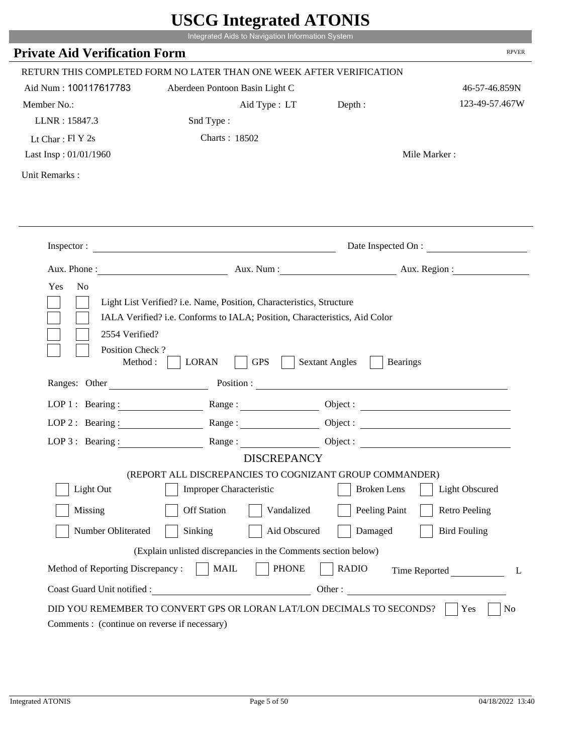# USCG Integrated ATONIS

Integrated Aids to Navigation Information System

## Private Aid Verification Form

RPVER

RETURN THIS COMPLETED FORM NO LATER THAN ONE WEEK AFTER VERIFICATION

Aid Num : 100117617783 Aberdeen Pontoon Basin Light C 46-57-46.859N

Member No.: Aid Type : LT Depth : 123-49-57.467W

LLNR : 15847.3 Snd Type :

Lt Char : Fl Y 2s Charts : 18502

Last Insp : 01/01/1960 Mile Marker :

Unit Remarks :

Inspector : ______ Date Inspected On : ______

Aux. Phone : ______ Aux. Num : ______ Aux. Region : ______

Yes No

- [ ] [ ] Light List Verified? i.e. Name, Position, Characteristics, Structure
- [ ] [ ] IALA Verified? i.e. Conforms to IALA; Position, Characteristics, Aid Color
- [ ] [ ] 2554 Verified?
- [ ] [ ] Position Check ?

Method : [ ] LORAN [ ] GPS [ ] Sextant Angles [ ] Bearings

Ranges: Other ______ Position : ______

LOP 1 : Bearing : ______ Range : ______ Object : ______

LOP 2 : Bearing : ______ Range : ______ Object : ______

LOP 3 : Bearing : ______ Range : ______ Object : ______

### DISCREPANCY

(REPORT ALL DISCREPANCIES TO COGNIZANT GROUP COMMANDER)

[ ] Light Out [ ] Improper Characteristic [ ] Broken Lens [ ] Light Obscured

[ ] Missing [ ] Off Station [ ] Vandalized [ ] Peeling Paint [ ] Retro Peeling

[ ] Number Obliterated [ ] Sinking [ ] Aid Obscured [ ] Damaged [ ] Bird Fouling

(Explain unlisted discrepancies in the Comments section below)

Method of Reporting Discrepancy : [ ] MAIL [ ] PHONE [ ] RADIO Time Reported ______ L

Coast Guard Unit notified : ______ Other : ______

DID YOU REMEMBER TO CONVERT GPS OR LORAN LAT/LON DECIMALS TO SECONDS? [ ] Yes [ ] No

Comments : (continue on reverse if necessary)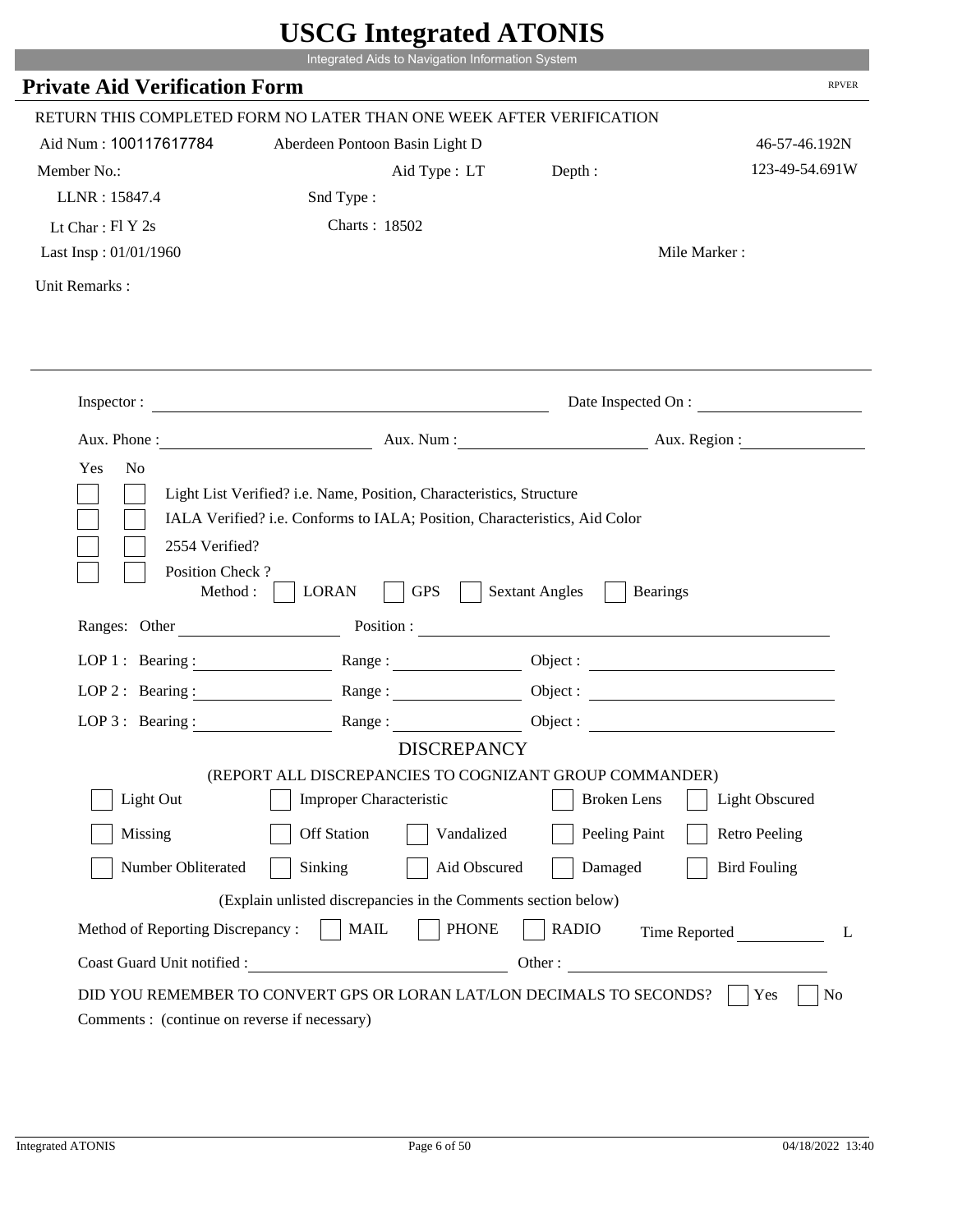# USCG Integrated ATONIS

Integrated Aids to Navigation Information System

## Private Aid Verification Form

RPVER

RETURN THIS COMPLETED FORM NO LATER THAN ONE WEEK AFTER VERIFICATION

Aid Num : 100117617784 &nbsp;&nbsp;&nbsp; Aberdeen Pontoon Basin Light D &nbsp;&nbsp;&nbsp; 46-57-46.192N

Member No.: &nbsp;&nbsp;&nbsp; Aid Type : LT &nbsp;&nbsp;&nbsp; Depth : &nbsp;&nbsp;&nbsp; 123-49-54.691W

LLNR : 15847.4 &nbsp;&nbsp;&nbsp; Snd Type :

Lt Char : Fl Y 2s &nbsp;&nbsp;&nbsp; Charts : 18502

Last Insp : 01/01/1960 &nbsp;&nbsp;&nbsp; Mile Marker :

Unit Remarks :

---

Inspector : ______________________ Date Inspected On : ______________

Aux. Phone : ______________ Aux. Num : ______________ Aux. Region : ______________

Yes No

- [ ] [ ] Light List Verified? i.e. Name, Position, Characteristics, Structure
- [ ] [ ] IALA Verified? i.e. Conforms to IALA; Position, Characteristics, Aid Color
- [ ] [ ] 2554 Verified?
- [ ] [ ] Position Check ?

Method : [ ] LORAN [ ] GPS [ ] Sextant Angles [ ] Bearings

Ranges: Other ______________ Position : ______________________

LOP 1 : Bearing : __________ Range : __________ Object : ______________

LOP 2 : Bearing : __________ Range : __________ Object : ______________

LOP 3 : Bearing : __________ Range : __________ Object : ______________

### DISCREPANCY

(REPORT ALL DISCREPANCIES TO COGNIZANT GROUP COMMANDER)

| | | | | |
|---|---|---|---|---|
| [ ] Light Out | [ ] Improper Characteristic | | [ ] Broken Lens | [ ] Light Obscured |
| [ ] Missing | [ ] Off Station | [ ] Vandalized | [ ] Peeling Paint | [ ] Retro Peeling |
| [ ] Number Obliterated | [ ] Sinking | [ ] Aid Obscured | [ ] Damaged | [ ] Bird Fouling |

(Explain unlisted discrepancies in the Comments section below)

Method of Reporting Discrepancy : [ ] MAIL [ ] PHONE [ ] RADIO &nbsp;&nbsp;&nbsp; Time Reported __________ L

Coast Guard Unit notified : ______________________ Other : ______________

DID YOU REMEMBER TO CONVERT GPS OR LORAN LAT/LON DECIMALS TO SECONDS? [ ] Yes [ ] No

Comments : (continue on reverse if necessary)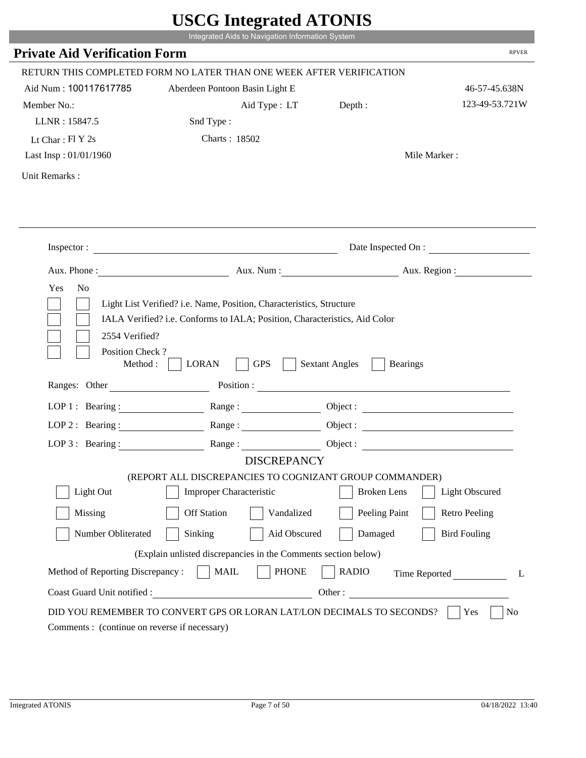# USCG Integrated ATONIS

Integrated Aids to Navigation Information System

## Private Aid Verification Form

RPVER

RETURN THIS COMPLETED FORM NO LATER THAN ONE WEEK AFTER VERIFICATION

Aid Num : 100117617785    Aberdeen Pontoon Basin Light E    46-57-45.638N

Member No.:    Aid Type : LT    Depth :    123-49-53.721W

LLNR : 15847.5    Snd Type :

Lt Char : Fl Y 2s    Charts : 18502

Last Insp : 01/01/1960    Mile Marker :

Unit Remarks :

---

Inspector : ____________________    Date Inspected On : ____________

Aux. Phone : ____________    Aux. Num : ____________    Aux. Region : ____________

Yes No

- [ ] [ ] Light List Verified? i.e. Name, Position, Characteristics, Structure
- [ ] [ ] IALA Verified? i.e. Conforms to IALA; Position, Characteristics, Aid Color
- [ ] [ ] 2554 Verified?
- [ ] [ ] Position Check ?

Method : [ ] LORAN [ ] GPS [ ] Sextant Angles [ ] Bearings

Ranges: Other ____________    Position : ____________

LOP 1 : Bearing : ____________    Range : ____________    Object : ____________

LOP 2 : Bearing : ____________    Range : ____________    Object : ____________

LOP 3 : Bearing : ____________    Range : ____________    Object : ____________

### DISCREPANCY

(REPORT ALL DISCREPANCIES TO COGNIZANT GROUP COMMANDER)

- [ ] Light Out  [ ] Improper Characteristic  [ ] Broken Lens  [ ] Light Obscured
- [ ] Missing  [ ] Off Station  [ ] Vandalized  [ ] Peeling Paint  [ ] Retro Peeling
- [ ] Number Obliterated  [ ] Sinking  [ ] Aid Obscured  [ ] Damaged  [ ] Bird Fouling

(Explain unlisted discrepancies in the Comments section below)

Method of Reporting Discrepancy : [ ] MAIL [ ] PHONE [ ] RADIO    Time Reported ____________ L

Coast Guard Unit notified : ____________    Other : ____________

DID YOU REMEMBER TO CONVERT GPS OR LORAN LAT/LON DECIMALS TO SECONDS? [ ] Yes [ ] No

Comments : (continue on reverse if necessary)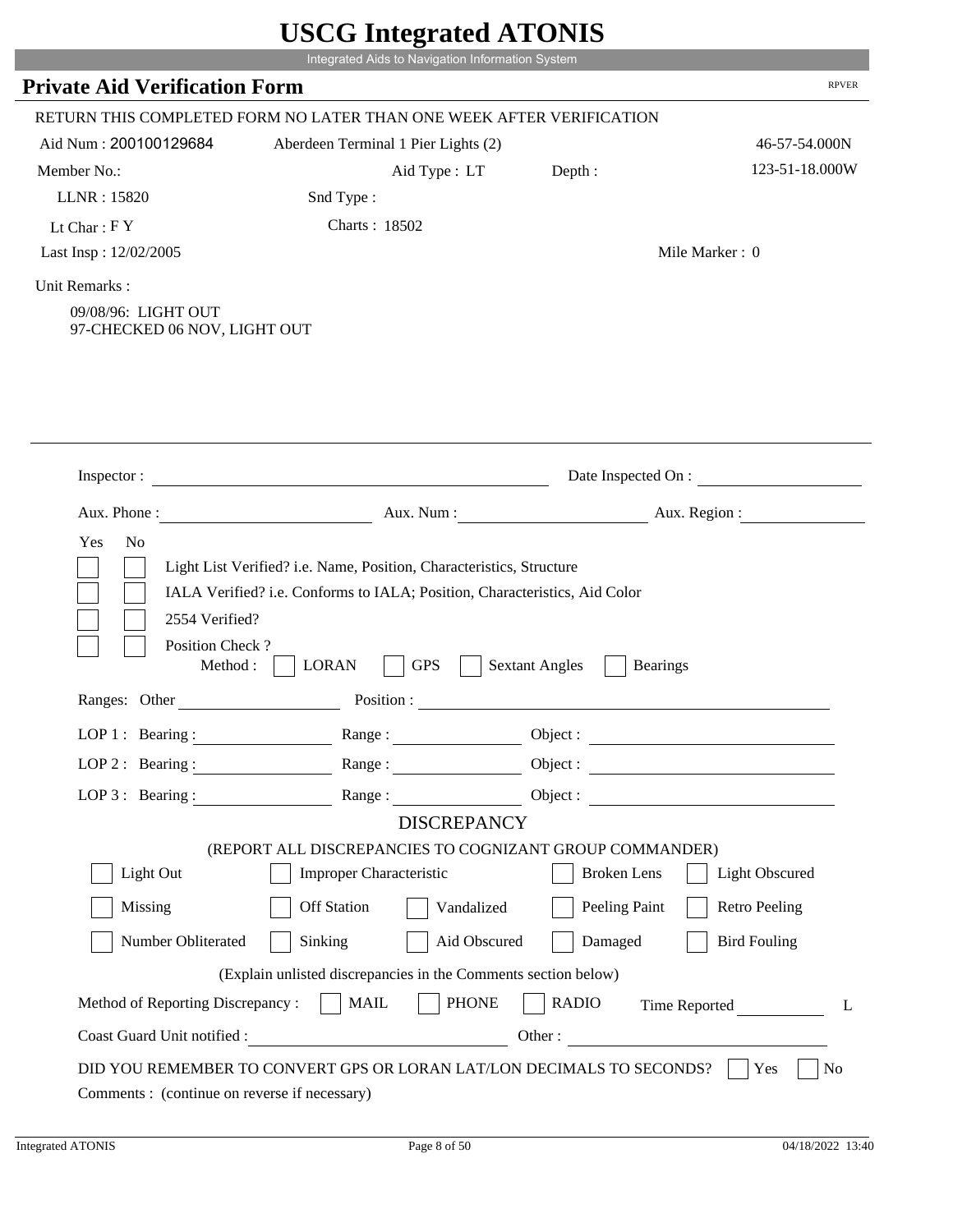# USCG Integrated ATONIS

Integrated Aids to Navigation Information System

## Private Aid Verification Form

RPVER

RETURN THIS COMPLETED FORM NO LATER THAN ONE WEEK AFTER VERIFICATION

Aid Num : 200100129684    Aberdeen Terminal 1 Pier Lights (2)    46-57-54.000N

Member No.:    Aid Type : LT    Depth :    123-51-18.000W

LLNR : 15820    Snd Type :

Lt Char : F Y    Charts : 18502

Last Insp : 12/02/2005    Mile Marker : 0

Unit Remarks :

09/08/96: LIGHT OUT
97-CHECKED 06 NOV, LIGHT OUT

---

Inspector : ______________________    Date Inspected On : ______________

Aux. Phone : ______________    Aux. Num : ______________    Aux. Region : ______________

Yes No

- [ ] [ ] Light List Verified? i.e. Name, Position, Characteristics, Structure
- [ ] [ ] IALA Verified? i.e. Conforms to IALA; Position, Characteristics, Aid Color
- [ ] [ ] 2554 Verified?
- [ ] [ ] Position Check ?

Method : [ ] LORAN [ ] GPS [ ] Sextant Angles [ ] Bearings

Ranges: Other ______________ Position : ______________

LOP 1 : Bearing : ______________ Range : ______________ Object : ______________

LOP 2 : Bearing : ______________ Range : ______________ Object : ______________

LOP 3 : Bearing : ______________ Range : ______________ Object : ______________

### DISCREPANCY

(REPORT ALL DISCREPANCIES TO COGNIZANT GROUP COMMANDER)

- [ ] Light Out
- [ ] Improper Characteristic
- [ ] Broken Lens
- [ ] Light Obscured
- [ ] Missing
- [ ] Off Station
- [ ] Vandalized
- [ ] Peeling Paint
- [ ] Retro Peeling
- [ ] Number Obliterated
- [ ] Sinking
- [ ] Aid Obscured
- [ ] Damaged
- [ ] Bird Fouling

(Explain unlisted discrepancies in the Comments section below)

Method of Reporting Discrepancy : [ ] MAIL [ ] PHONE [ ] RADIO    Time Reported ______________ L

Coast Guard Unit notified : ______________    Other : ______________

DID YOU REMEMBER TO CONVERT GPS OR LORAN LAT/LON DECIMALS TO SECONDS? [ ] Yes [ ] No

Comments : (continue on reverse if necessary)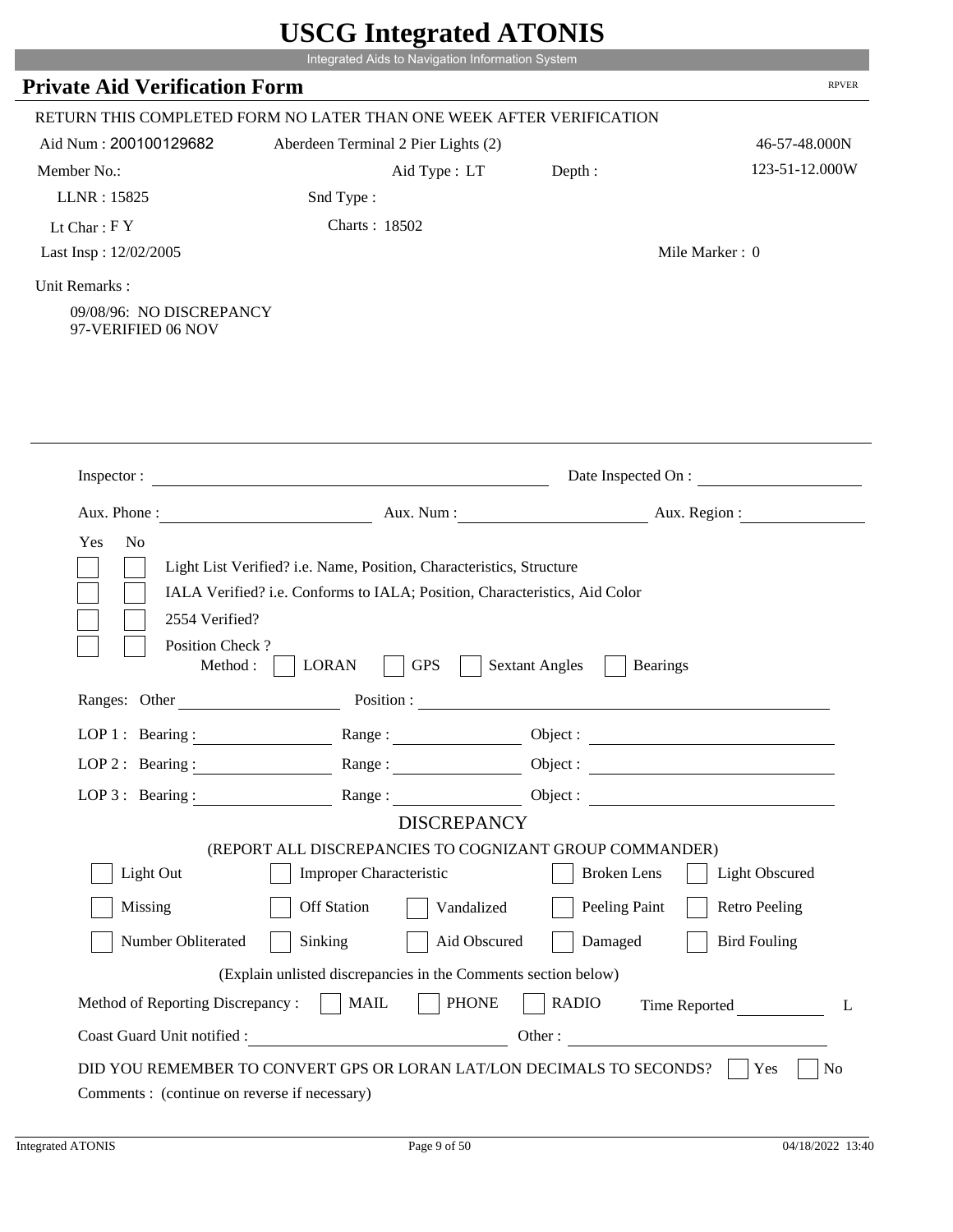# USCG Integrated ATONIS

Integrated Aids to Navigation Information System

## Private Aid Verification Form

RPVER

RETURN THIS COMPLETED FORM NO LATER THAN ONE WEEK AFTER VERIFICATION

Aid Num : 200100129682 &nbsp;&nbsp; Aberdeen Terminal 2 Pier Lights (2) &nbsp;&nbsp; 46-57-48.000N

Member No.: &nbsp;&nbsp; Aid Type : LT &nbsp;&nbsp; Depth : &nbsp;&nbsp; 123-51-12.000W

LLNR : 15825 &nbsp;&nbsp; Snd Type :

Lt Char : F Y &nbsp;&nbsp; Charts : 18502

Last Insp : 12/02/2005 &nbsp;&nbsp; Mile Marker : 0

Unit Remarks :

09/08/96: NO DISCREPANCY
97-VERIFIED 06 NOV

---

Inspector : _______________ Date Inspected On : _______________

Aux. Phone : _______________ Aux. Num : _______________ Aux. Region : _______________

Yes No

- [ ] [ ] Light List Verified? i.e. Name, Position, Characteristics, Structure
- [ ] [ ] IALA Verified? i.e. Conforms to IALA; Position, Characteristics, Aid Color
- [ ] [ ] 2554 Verified?
- [ ] [ ] Position Check ?

Method : [ ] LORAN [ ] GPS [ ] Sextant Angles [ ] Bearings

Ranges: Other _______________ Position : _______________

LOP 1 : Bearing : _______________ Range : _______________ Object : _______________

LOP 2 : Bearing : _______________ Range : _______________ Object : _______________

LOP 3 : Bearing : _______________ Range : _______________ Object : _______________

### DISCREPANCY

(REPORT ALL DISCREPANCIES TO COGNIZANT GROUP COMMANDER)

- [ ] Light Out
- [ ] Improper Characteristic
- [ ] Broken Lens
- [ ] Light Obscured
- [ ] Missing
- [ ] Off Station
- [ ] Vandalized
- [ ] Peeling Paint
- [ ] Retro Peeling
- [ ] Number Obliterated
- [ ] Sinking
- [ ] Aid Obscured
- [ ] Damaged
- [ ] Bird Fouling

(Explain unlisted discrepancies in the Comments section below)

Method of Reporting Discrepancy : [ ] MAIL [ ] PHONE [ ] RADIO &nbsp;&nbsp; Time Reported _______________ L

Coast Guard Unit notified : _______________ Other : _______________

DID YOU REMEMBER TO CONVERT GPS OR LORAN LAT/LON DECIMALS TO SECONDS? [ ] Yes [ ] No

Comments : (continue on reverse if necessary)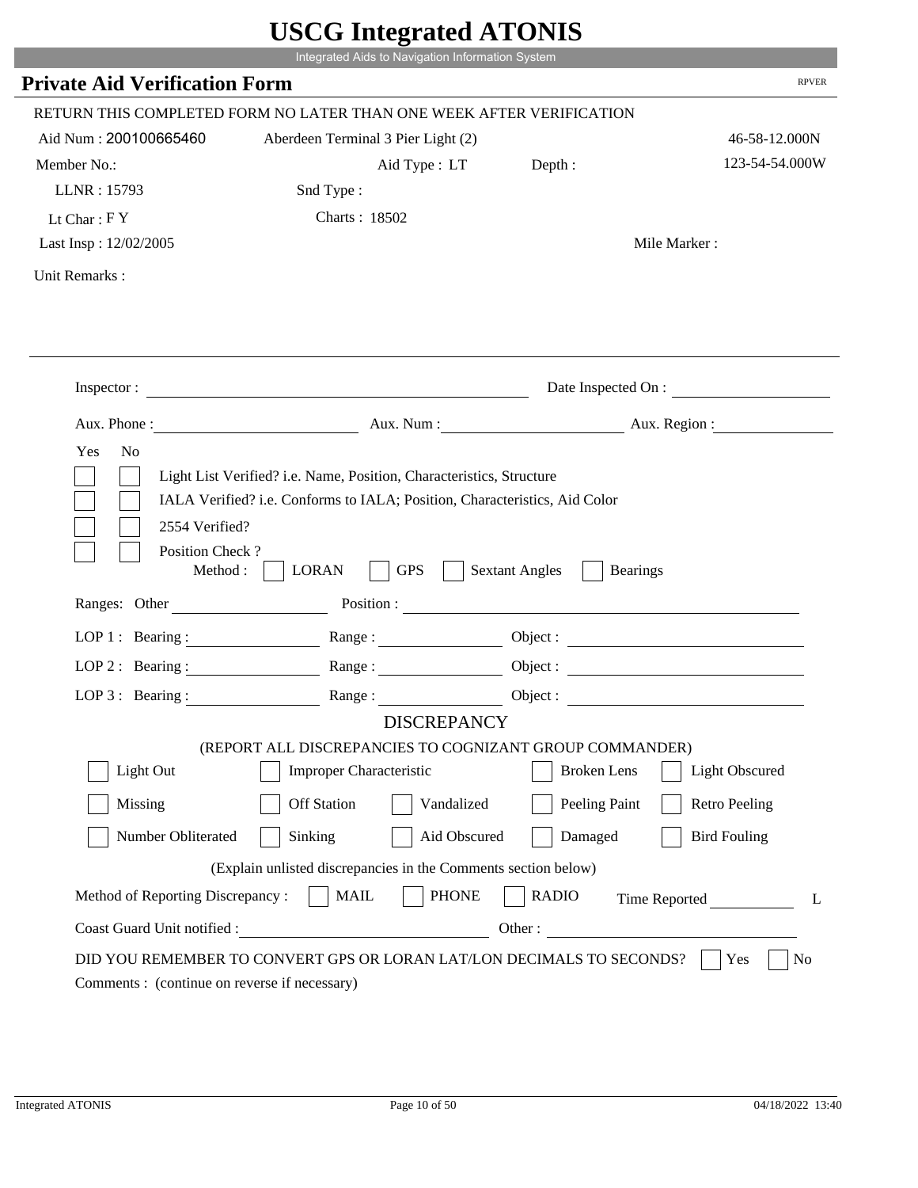# USCG Integrated ATONIS

Integrated Aids to Navigation Information System

## Private Aid Verification Form

RPVER

RETURN THIS COMPLETED FORM NO LATER THAN ONE WEEK AFTER VERIFICATION

Aid Num : 200100665460    Aberdeen Terminal 3 Pier Light (2)    46-58-12.000N

Member No.:    Aid Type : LT    Depth :    123-54-54.000W

LLNR : 15793    Snd Type :

Lt Char : F Y    Charts : 18502

Last Insp : 12/02/2005    Mile Marker :

Unit Remarks :

---

Inspector : ____________________    Date Inspected On : ____________

Aux. Phone : ____________    Aux. Num : ____________    Aux. Region : ____________

Yes  No

- [ ] [ ] Light List Verified? i.e. Name, Position, Characteristics, Structure
- [ ] [ ] IALA Verified? i.e. Conforms to IALA; Position, Characteristics, Aid Color
- [ ] [ ] 2554 Verified?
- [ ] [ ] Position Check ?
  Method : [ ] LORAN [ ] GPS [ ] Sextant Angles [ ] Bearings

Ranges: Other ____________    Position : ____________

LOP 1 : Bearing : ____________ Range : ____________ Object : ____________

LOP 2 : Bearing : ____________ Range : ____________ Object : ____________

LOP 3 : Bearing : ____________ Range : ____________ Object : ____________

### DISCREPANCY

(REPORT ALL DISCREPANCIES TO COGNIZANT GROUP COMMANDER)

- [ ] Light Out  [ ] Improper Characteristic  [ ] Broken Lens  [ ] Light Obscured
- [ ] Missing  [ ] Off Station  [ ] Vandalized  [ ] Peeling Paint  [ ] Retro Peeling
- [ ] Number Obliterated  [ ] Sinking  [ ] Aid Obscured  [ ] Damaged  [ ] Bird Fouling

(Explain unlisted discrepancies in the Comments section below)

Method of Reporting Discrepancy : [ ] MAIL [ ] PHONE [ ] RADIO    Time Reported ____________ L

Coast Guard Unit notified : ____________    Other : ____________

DID YOU REMEMBER TO CONVERT GPS OR LORAN LAT/LON DECIMALS TO SECONDS? [ ] Yes [ ] No

Comments : (continue on reverse if necessary)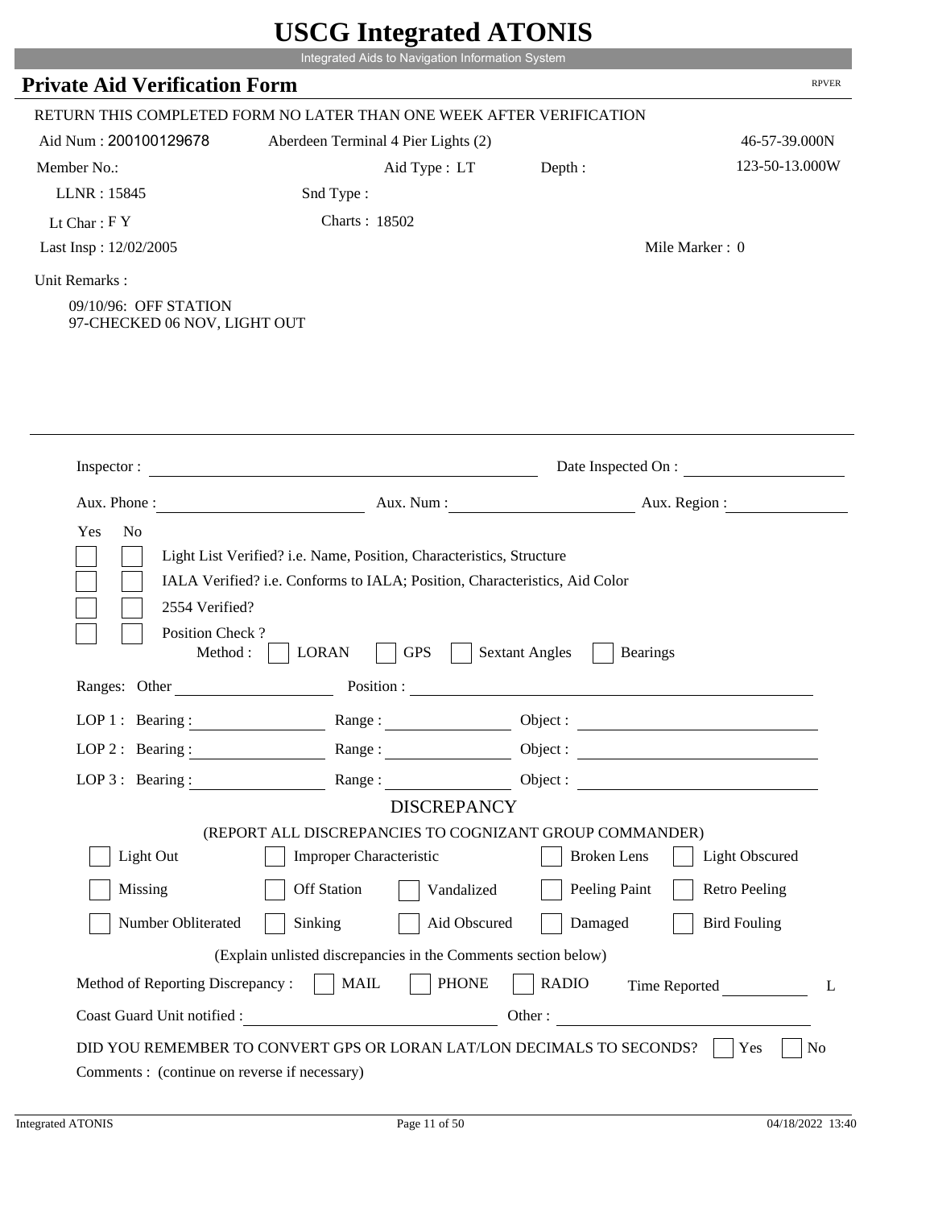# USCG Integrated ATONIS

Integrated Aids to Navigation Information System

## Private Aid Verification Form

RPVER

RETURN THIS COMPLETED FORM NO LATER THAN ONE WEEK AFTER VERIFICATION

Aid Num : 200100129678    Aberdeen Terminal 4 Pier Lights (2)    46-57-39.000N

Member No.:    Aid Type : LT    Depth :    123-50-13.000W

LLNR : 15845    Snd Type :

Lt Char : F Y    Charts : 18502

Last Insp : 12/02/2005    Mile Marker : 0

Unit Remarks :

09/10/96: OFF STATION
97-CHECKED 06 NOV, LIGHT OUT

Inspector : ______    Date Inspected On : ______

Aux. Phone : ______    Aux. Num : ______    Aux. Region : ______

Yes  No

- [ ] [ ] Light List Verified? i.e. Name, Position, Characteristics, Structure
- [ ] [ ] IALA Verified? i.e. Conforms to IALA; Position, Characteristics, Aid Color
- [ ] [ ] 2554 Verified?
- [ ] [ ] Position Check ?

Method : [ ] LORAN [ ] GPS [ ] Sextant Angles [ ] Bearings

Ranges: Other ______    Position : ______

LOP 1 : Bearing : ______    Range : ______    Object : ______

LOP 2 : Bearing : ______    Range : ______    Object : ______

LOP 3 : Bearing : ______    Range : ______    Object : ______

### DISCREPANCY

(REPORT ALL DISCREPANCIES TO COGNIZANT GROUP COMMANDER)

- [ ] Light Out
- [ ] Improper Characteristic
- [ ] Broken Lens
- [ ] Light Obscured
- [ ] Missing
- [ ] Off Station
- [ ] Vandalized
- [ ] Peeling Paint
- [ ] Retro Peeling
- [ ] Number Obliterated
- [ ] Sinking
- [ ] Aid Obscured
- [ ] Damaged
- [ ] Bird Fouling

(Explain unlisted discrepancies in the Comments section below)

Method of Reporting Discrepancy : [ ] MAIL [ ] PHONE [ ] RADIO    Time Reported ______ L

Coast Guard Unit notified : ______    Other : ______

DID YOU REMEMBER TO CONVERT GPS OR LORAN LAT/LON DECIMALS TO SECONDS? [ ] Yes [ ] No

Comments : (continue on reverse if necessary)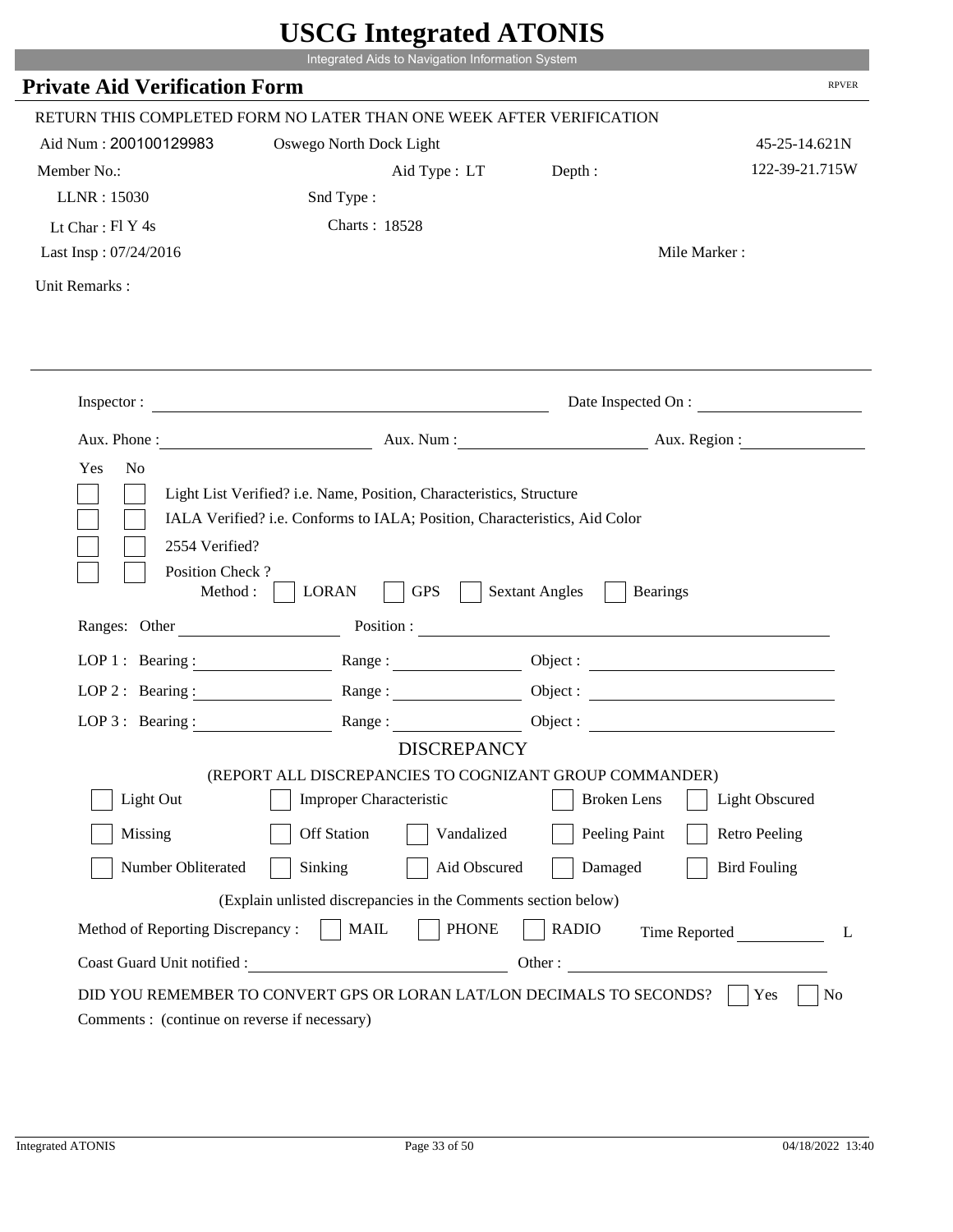# USCG Integrated ATONIS

Integrated Aids to Navigation Information System

## Private Aid Verification Form

RPVER

RETURN THIS COMPLETED FORM NO LATER THAN ONE WEEK AFTER VERIFICATION

Aid Num : 200100129983    Oswego North Dock Light    45-25-14.621N

Member No.:    Aid Type : LT    Depth :    122-39-21.715W

LLNR : 15030    Snd Type :

Lt Char : Fl Y 4s    Charts : 18528

Last Insp : 07/24/2016    Mile Marker :

Unit Remarks :

Inspector : ____________________    Date Inspected On : ____________________

Aux. Phone : ____________________    Aux. Num : ____________________    Aux. Region : ____________________

Yes  No

- [ ] [ ] Light List Verified? i.e. Name, Position, Characteristics, Structure
- [ ] [ ] IALA Verified? i.e. Conforms to IALA; Position, Characteristics, Aid Color
- [ ] [ ] 2554 Verified?
- [ ] [ ] Position Check ?

Method : [ ] LORAN  [ ] GPS  [ ] Sextant Angles  [ ] Bearings

Ranges: Other ____________________    Position : ____________________

LOP 1 : Bearing : ____________    Range : ____________    Object : ____________________

LOP 2 : Bearing : ____________    Range : ____________    Object : ____________________

LOP 3 : Bearing : ____________    Range : ____________    Object : ____________________

### DISCREPANCY

(REPORT ALL DISCREPANCIES TO COGNIZANT GROUP COMMANDER)

- [ ] Light Out  [ ] Improper Characteristic  [ ] Broken Lens  [ ] Light Obscured
- [ ] Missing  [ ] Off Station  [ ] Vandalized  [ ] Peeling Paint  [ ] Retro Peeling
- [ ] Number Obliterated  [ ] Sinking  [ ] Aid Obscured  [ ] Damaged  [ ] Bird Fouling

(Explain unlisted discrepancies in the Comments section below)

Method of Reporting Discrepancy : [ ] MAIL  [ ] PHONE  [ ] RADIO    Time Reported ____________ L

Coast Guard Unit notified : ____________________    Other : ____________________

DID YOU REMEMBER TO CONVERT GPS OR LORAN LAT/LON DECIMALS TO SECONDS? [ ] Yes [ ] No

Comments : (continue on reverse if necessary)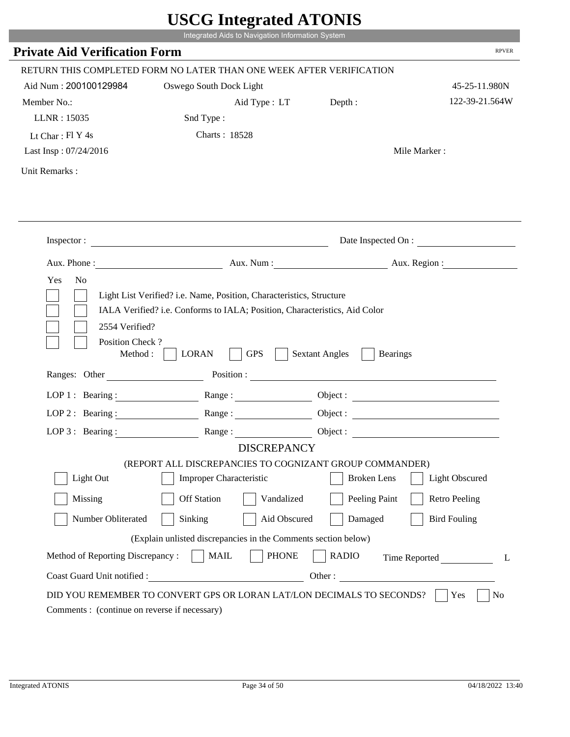# USCG Integrated ATONIS

Integrated Aids to Navigation Information System

## Private Aid Verification Form

RPVER

RETURN THIS COMPLETED FORM NO LATER THAN ONE WEEK AFTER VERIFICATION

Aid Num : 200100129984 Oswego South Dock Light 45-25-11.980N

Member No.: Aid Type : LT Depth : 122-39-21.564W

LLNR : 15035 Snd Type :

Lt Char : Fl Y 4s Charts : 18528

Last Insp : 07/24/2016 Mile Marker :

Unit Remarks :

Inspector : Date Inspected On :

Aux. Phone : Aux. Num : Aux. Region :

Yes No

- [ ] [ ] Light List Verified? i.e. Name, Position, Characteristics, Structure
- [ ] [ ] IALA Verified? i.e. Conforms to IALA; Position, Characteristics, Aid Color
- [ ] [ ] 2554 Verified?
- [ ] [ ] Position Check ?

Method : [ ] LORAN [ ] GPS [ ] Sextant Angles [ ] Bearings

Ranges: Other Position :

LOP 1 : Bearing : Range : Object :

LOP 2 : Bearing : Range : Object :

LOP 3 : Bearing : Range : Object :

### DISCREPANCY

(REPORT ALL DISCREPANCIES TO COGNIZANT GROUP COMMANDER)

- [ ] Light Out
- [ ] Improper Characteristic
- [ ] Broken Lens
- [ ] Light Obscured
- [ ] Missing
- [ ] Off Station
- [ ] Vandalized
- [ ] Peeling Paint
- [ ] Retro Peeling
- [ ] Number Obliterated
- [ ] Sinking
- [ ] Aid Obscured
- [ ] Damaged
- [ ] Bird Fouling

(Explain unlisted discrepancies in the Comments section below)

Method of Reporting Discrepancy : [ ] MAIL [ ] PHONE [ ] RADIO Time Reported L

Coast Guard Unit notified : Other :

DID YOU REMEMBER TO CONVERT GPS OR LORAN LAT/LON DECIMALS TO SECONDS? [ ] Yes [ ] No

Comments : (continue on reverse if necessary)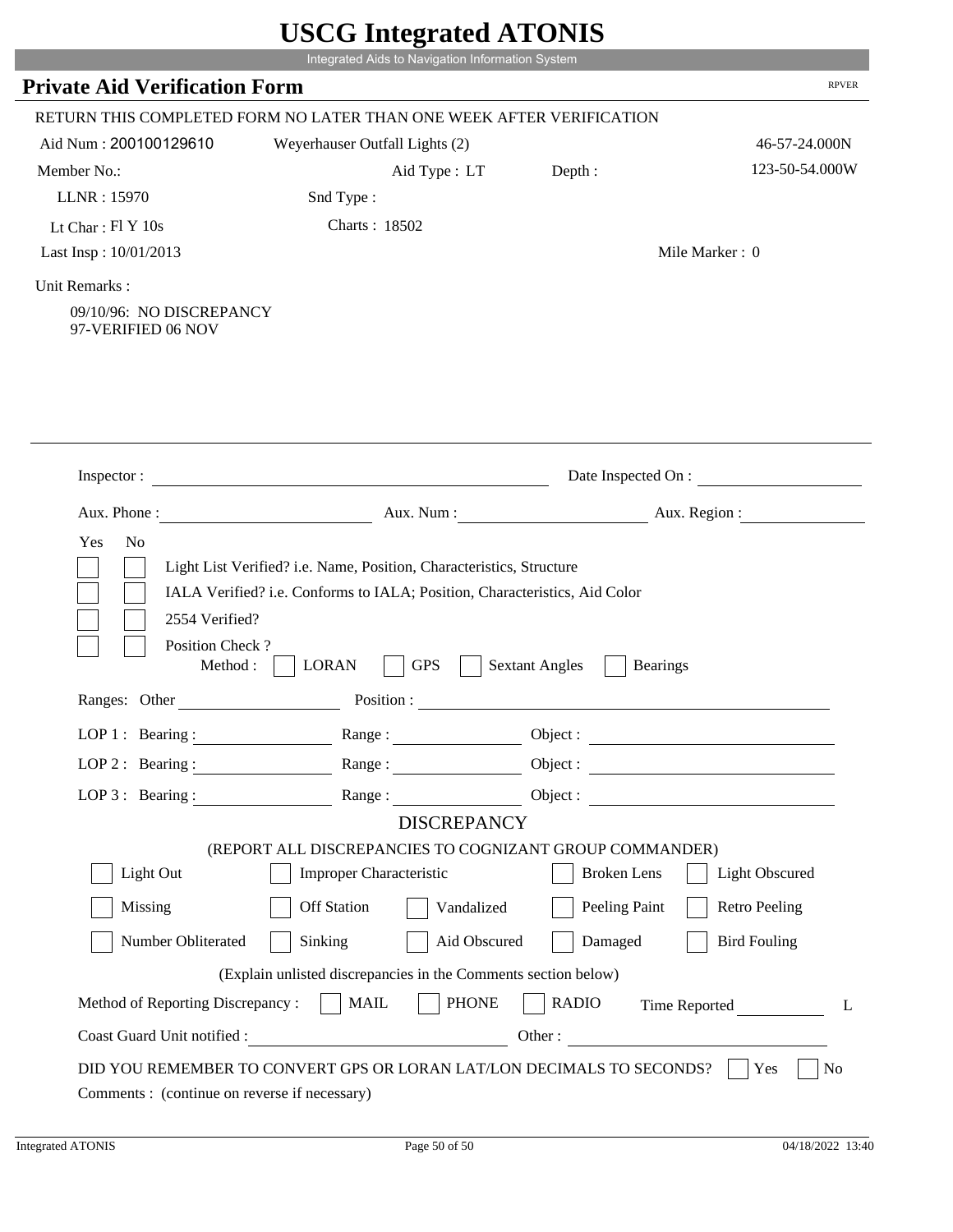# USCG Integrated ATONIS

Integrated Aids to Navigation Information System

## Private Aid Verification Form

RPVER

RETURN THIS COMPLETED FORM NO LATER THAN ONE WEEK AFTER VERIFICATION

Aid Num : 200100129610 &nbsp;&nbsp; Weyerhauser Outfall Lights (2) &nbsp;&nbsp; 46-57-24.000N

Member No.: &nbsp;&nbsp; Aid Type : LT &nbsp;&nbsp; Depth : &nbsp;&nbsp; 123-50-54.000W

LLNR : 15970 &nbsp;&nbsp; Snd Type :

Lt Char : Fl Y 10s &nbsp;&nbsp; Charts : 18502

Last Insp : 10/01/2013 &nbsp;&nbsp; Mile Marker : 0

Unit Remarks :

09/10/96: NO DISCREPANCY
97-VERIFIED 06 NOV

---

Inspector : ______________________ Date Inspected On : ______________

Aux. Phone : ______________ Aux. Num : ______________ Aux. Region : ______________

Yes No

- [ ] [ ] Light List Verified? i.e. Name, Position, Characteristics, Structure
- [ ] [ ] IALA Verified? i.e. Conforms to IALA; Position, Characteristics, Aid Color
- [ ] [ ] 2554 Verified?
- [ ] [ ] Position Check ?

Method : [ ] LORAN [ ] GPS [ ] Sextant Angles [ ] Bearings

Ranges: Other ______________ Position : ______________________

LOP 1 : Bearing : ______________ Range : ______________ Object : ______________

LOP 2 : Bearing : ______________ Range : ______________ Object : ______________

LOP 3 : Bearing : ______________ Range : ______________ Object : ______________

### DISCREPANCY

(REPORT ALL DISCREPANCIES TO COGNIZANT GROUP COMMANDER)

- [ ] Light Out
- [ ] Improper Characteristic
- [ ] Broken Lens
- [ ] Light Obscured
- [ ] Missing
- [ ] Off Station
- [ ] Vandalized
- [ ] Peeling Paint
- [ ] Retro Peeling
- [ ] Number Obliterated
- [ ] Sinking
- [ ] Aid Obscured
- [ ] Damaged
- [ ] Bird Fouling

(Explain unlisted discrepancies in the Comments section below)

Method of Reporting Discrepancy : [ ] MAIL [ ] PHONE [ ] RADIO &nbsp;&nbsp; Time Reported ______________ L

Coast Guard Unit notified : ______________________ Other : ______________________

DID YOU REMEMBER TO CONVERT GPS OR LORAN LAT/LON DECIMALS TO SECONDS? [ ] Yes [ ] No

Comments : (continue on reverse if necessary)